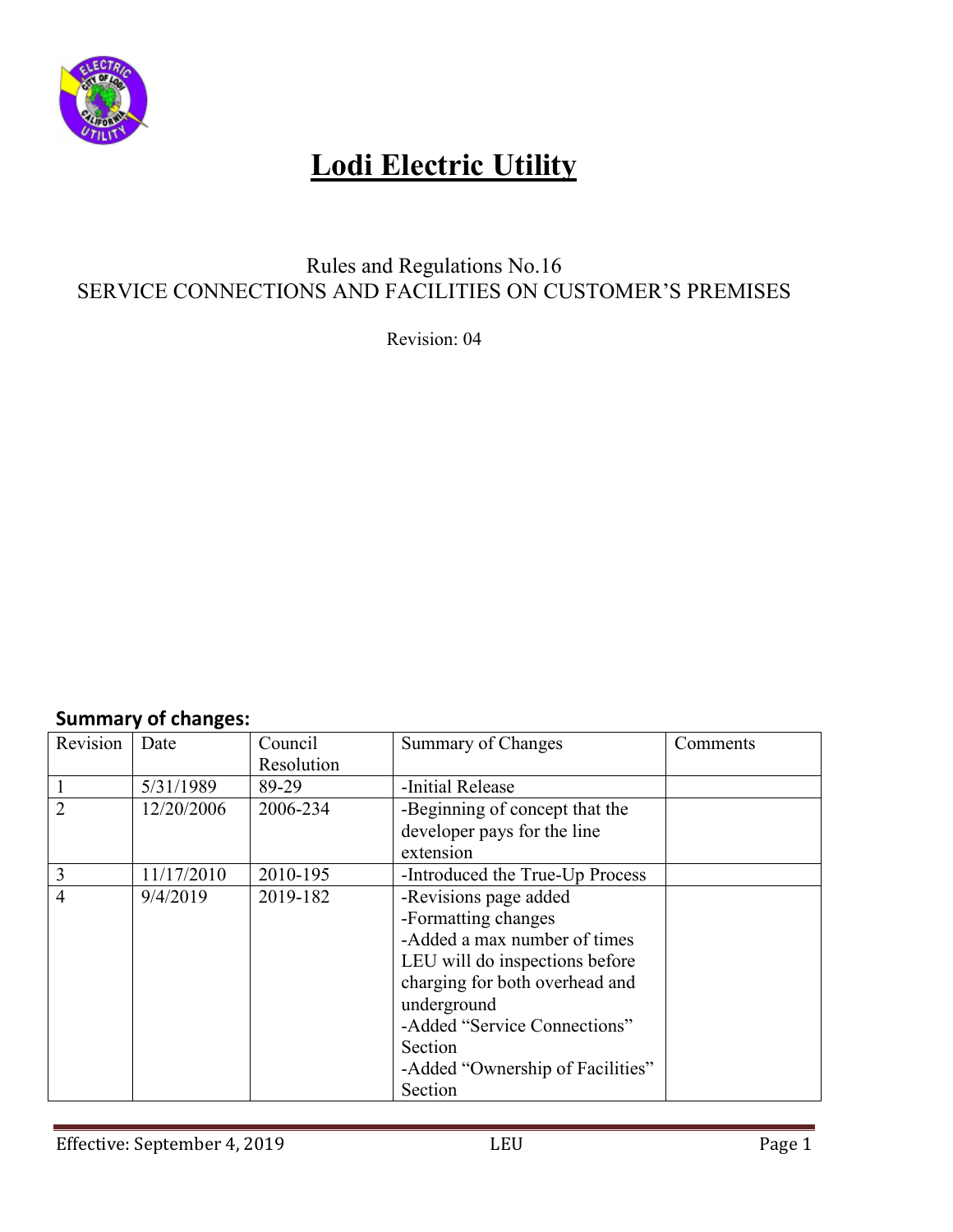# Lodi Electric Utility

Rules and Regulations No.16
SERVICE CONNECTIONS AND FACILITIES ON CUSTOMER'S PREMISES

Revision: 04

**Summary of changes:**

| Revision | Date | Council Resolution | Summary of Changes | Comments |
|---|---|---|---|---|
| 1 | 5/31/1989 | 89-29 | -Initial Release | |
| 2 | 12/20/2006 | 2006-234 | -Beginning of concept that the developer pays for the line extension | |
| 3 | 11/17/2010 | 2010-195 | -Introduced the True-Up Process | |
| 4 | 9/4/2019 | 2019-182 | -Revisions page added<br>-Formatting changes<br>-Added a max number of times LEU will do inspections before charging for both overhead and underground<br>-Added "Service Connections" Section<br>-Added "Ownership of Facilities" Section | |

Effective: September 4, 2019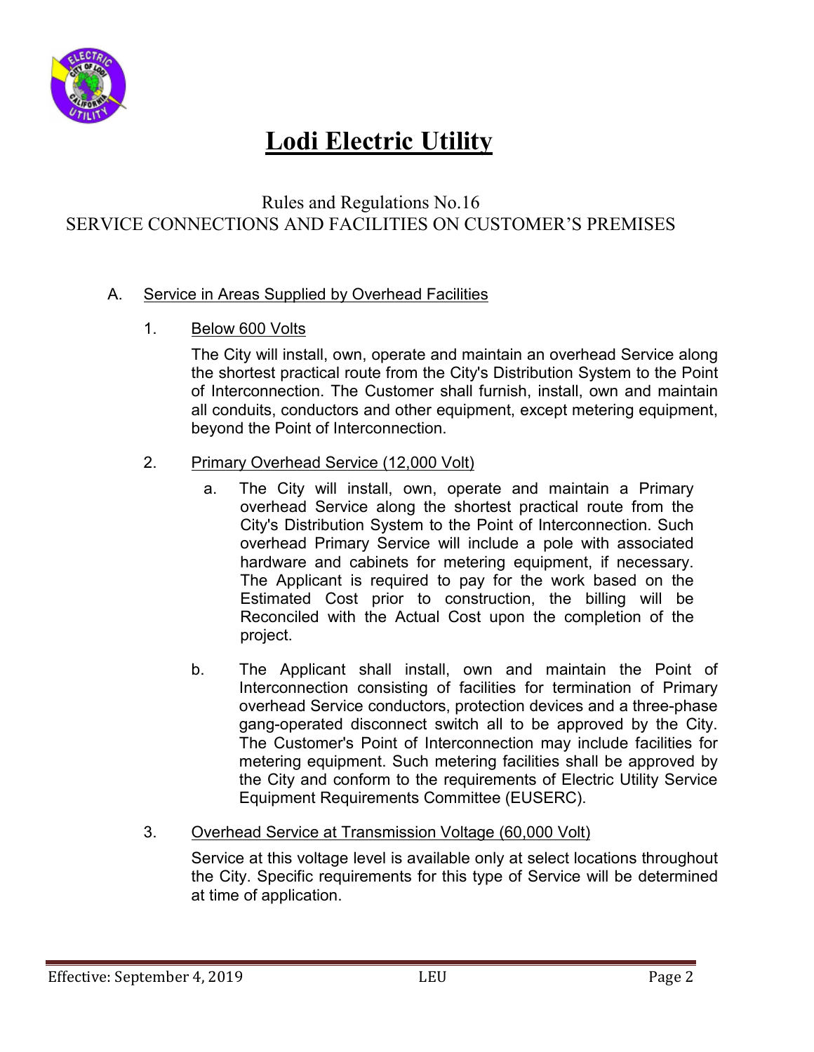# Lodi Electric Utility

Rules and Regulations No.16
SERVICE CONNECTIONS AND FACILITIES ON CUSTOMER'S PREMISES

A. Service in Areas Supplied by Overhead Facilities

1. Below 600 Volts

   The City will install, own, operate and maintain an overhead Service along the shortest practical route from the City's Distribution System to the Point of Interconnection. The Customer shall furnish, install, own and maintain all conduits, conductors and other equipment, except metering equipment, beyond the Point of Interconnection.

2. Primary Overhead Service (12,000 Volt)

   a. The City will install, own, operate and maintain a Primary overhead Service along the shortest practical route from the City's Distribution System to the Point of Interconnection. Such overhead Primary Service will include a pole with associated hardware and cabinets for metering equipment, if necessary. The Applicant is required to pay for the work based on the Estimated Cost prior to construction, the billing will be Reconciled with the Actual Cost upon the completion of the project.

   b. The Applicant shall install, own and maintain the Point of Interconnection consisting of facilities for termination of Primary overhead Service conductors, protection devices and a three-phase gang-operated disconnect switch all to be approved by the City. The Customer's Point of Interconnection may include facilities for metering equipment. Such metering facilities shall be approved by the City and conform to the requirements of Electric Utility Service Equipment Requirements Committee (EUSERC).

3. Overhead Service at Transmission Voltage (60,000 Volt)

   Service at this voltage level is available only at select locations throughout the City. Specific requirements for this type of Service will be determined at time of application.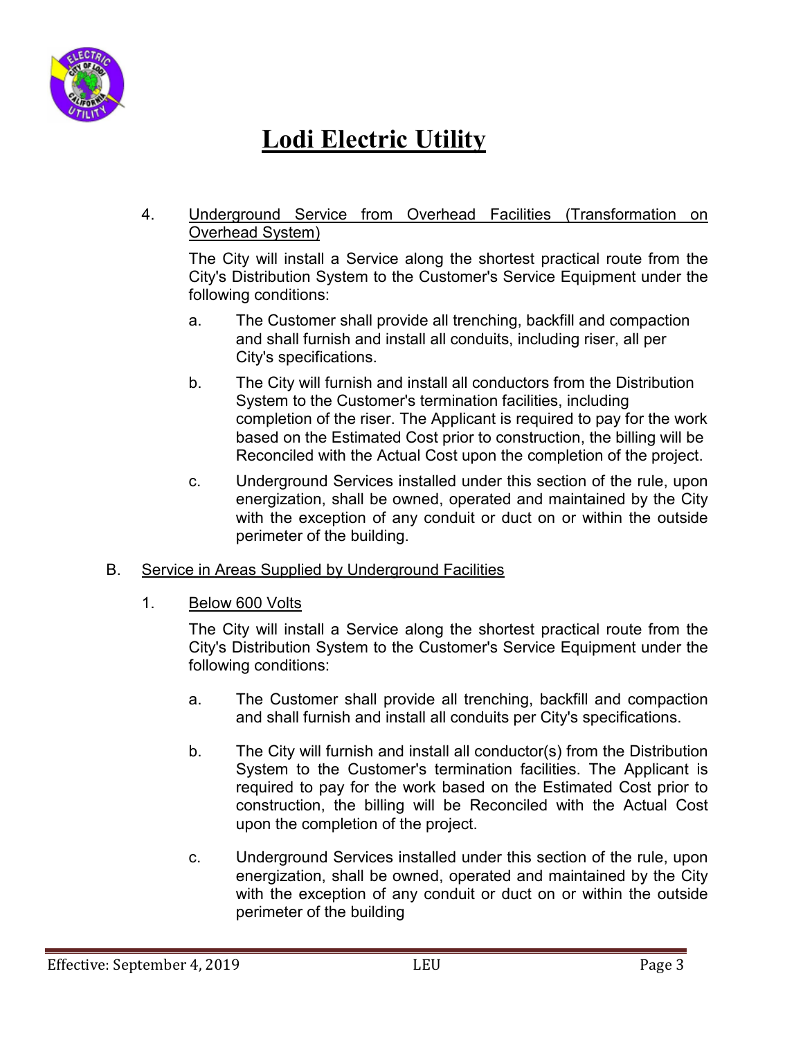# Lodi Electric Utility

4. Underground Service from Overhead Facilities (Transformation on Overhead System)

   The City will install a Service along the shortest practical route from the City's Distribution System to the Customer's Service Equipment under the following conditions:

   a. The Customer shall provide all trenching, backfill and compaction and shall furnish and install all conduits, including riser, all per City's specifications.

   b. The City will furnish and install all conductors from the Distribution System to the Customer's termination facilities, including completion of the riser. The Applicant is required to pay for the work based on the Estimated Cost prior to construction, the billing will be Reconciled with the Actual Cost upon the completion of the project.

   c. Underground Services installed under this section of the rule, upon energization, shall be owned, operated and maintained by the City with the exception of any conduit or duct on or within the outside perimeter of the building.

B. Service in Areas Supplied by Underground Facilities

1. Below 600 Volts

   The City will install a Service along the shortest practical route from the City's Distribution System to the Customer's Service Equipment under the following conditions:

   a. The Customer shall provide all trenching, backfill and compaction and shall furnish and install all conduits per City's specifications.

   b. The City will furnish and install all conductor(s) from the Distribution System to the Customer's termination facilities. The Applicant is required to pay for the work based on the Estimated Cost prior to construction, the billing will be Reconciled with the Actual Cost upon the completion of the project.

   c. Underground Services installed under this section of the rule, upon energization, shall be owned, operated and maintained by the City with the exception of any conduit or duct on or within the outside perimeter of the building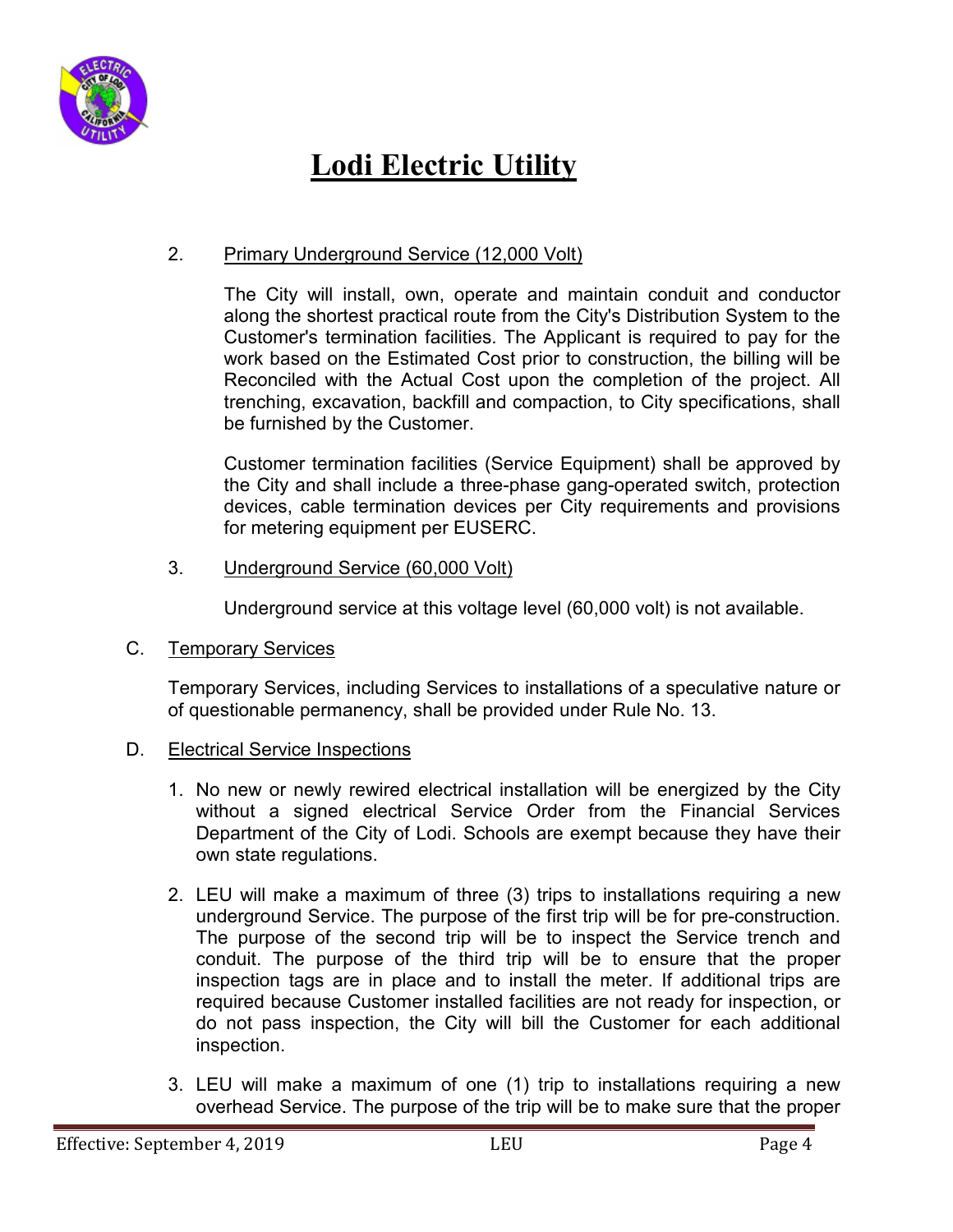# Lodi Electric Utility

2. Primary Underground Service (12,000 Volt)

   The City will install, own, operate and maintain conduit and conductor along the shortest practical route from the City's Distribution System to the Customer's termination facilities. The Applicant is required to pay for the work based on the Estimated Cost prior to construction, the billing will be Reconciled with the Actual Cost upon the completion of the project. All trenching, excavation, backfill and compaction, to City specifications, shall be furnished by the Customer.

   Customer termination facilities (Service Equipment) shall be approved by the City and shall include a three-phase gang-operated switch, protection devices, cable termination devices per City requirements and provisions for metering equipment per EUSERC.

3. Underground Service (60,000 Volt)

   Underground service at this voltage level (60,000 volt) is not available.

C. Temporary Services

Temporary Services, including Services to installations of a speculative nature or of questionable permanency, shall be provided under Rule No. 13.

D. Electrical Service Inspections

1. No new or newly rewired electrical installation will be energized by the City without a signed electrical Service Order from the Financial Services Department of the City of Lodi. Schools are exempt because they have their own state regulations.

2. LEU will make a maximum of three (3) trips to installations requiring a new underground Service. The purpose of the first trip will be for pre-construction. The purpose of the second trip will be to inspect the Service trench and conduit. The purpose of the third trip will be to ensure that the proper inspection tags are in place and to install the meter. If additional trips are required because Customer installed facilities are not ready for inspection, or do not pass inspection, the City will bill the Customer for each additional inspection.

3. LEU will make a maximum of one (1) trip to installations requiring a new overhead Service. The purpose of the trip will be to make sure that the proper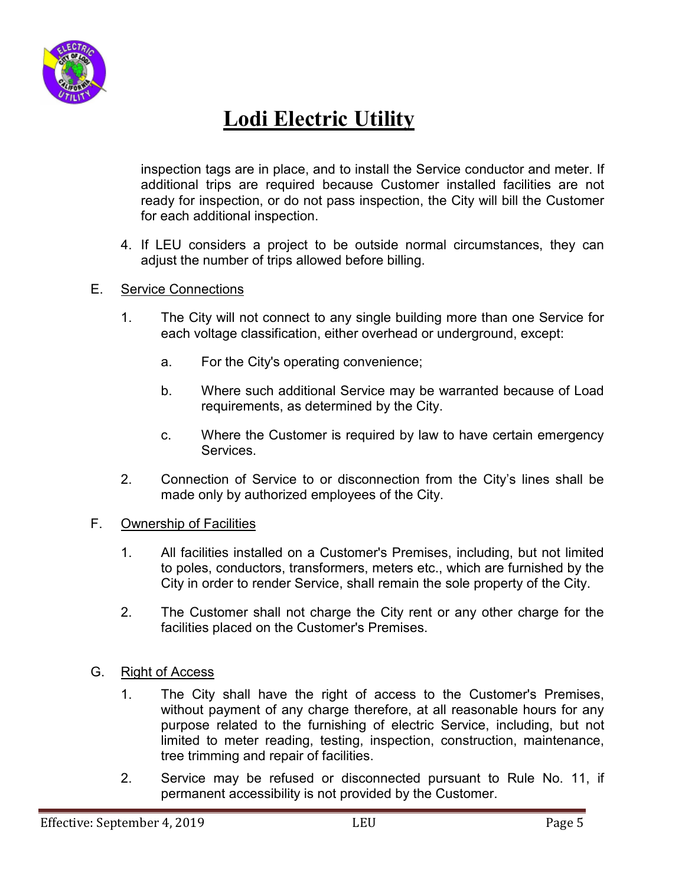inspection tags are in place, and to install the Service conductor and meter. If additional trips are required because Customer installed facilities are not ready for inspection, or do not pass inspection, the City will bill the Customer for each additional inspection.

4. If LEU considers a project to be outside normal circumstances, they can adjust the number of trips allowed before billing.

E. Service Connections

1. The City will not connect to any single building more than one Service for each voltage classification, either overhead or underground, except:

   a. For the City's operating convenience;

   b. Where such additional Service may be warranted because of Load requirements, as determined by the City.

   c. Where the Customer is required by law to have certain emergency Services.

2. Connection of Service to or disconnection from the City's lines shall be made only by authorized employees of the City.

F. Ownership of Facilities

1. All facilities installed on a Customer's Premises, including, but not limited to poles, conductors, transformers, meters etc., which are furnished by the City in order to render Service, shall remain the sole property of the City.

2. The Customer shall not charge the City rent or any other charge for the facilities placed on the Customer's Premises.

G. Right of Access

1. The City shall have the right of access to the Customer's Premises, without payment of any charge therefore, at all reasonable hours for any purpose related to the furnishing of electric Service, including, but not limited to meter reading, testing, inspection, construction, maintenance, tree trimming and repair of facilities.

2. Service may be refused or disconnected pursuant to Rule No. 11, if permanent accessibility is not provided by the Customer.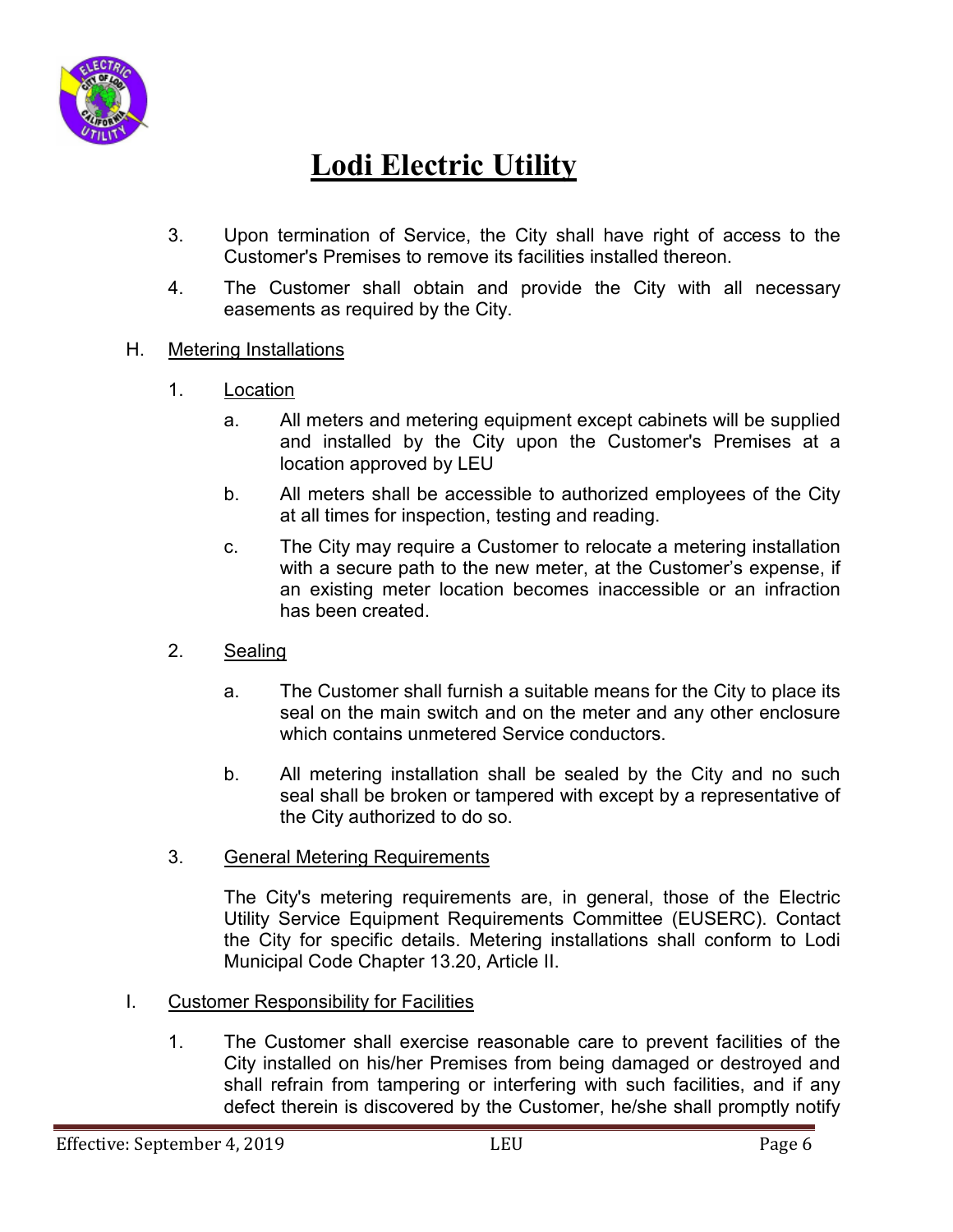# Lodi Electric Utility

3. Upon termination of Service, the City shall have right of access to the Customer's Premises to remove its facilities installed thereon.

4. The Customer shall obtain and provide the City with all necessary easements as required by the City.

H. Metering Installations

1. Location

   a. All meters and metering equipment except cabinets will be supplied and installed by the City upon the Customer's Premises at a location approved by LEU

   b. All meters shall be accessible to authorized employees of the City at all times for inspection, testing and reading.

   c. The City may require a Customer to relocate a metering installation with a secure path to the new meter, at the Customer's expense, if an existing meter location becomes inaccessible or an infraction has been created.

2. Sealing

   a. The Customer shall furnish a suitable means for the City to place its seal on the main switch and on the meter and any other enclosure which contains unmetered Service conductors.

   b. All metering installation shall be sealed by the City and no such seal shall be broken or tampered with except by a representative of the City authorized to do so.

3. General Metering Requirements

   The City's metering requirements are, in general, those of the Electric Utility Service Equipment Requirements Committee (EUSERC). Contact the City for specific details. Metering installations shall conform to Lodi Municipal Code Chapter 13.20, Article II.

I. Customer Responsibility for Facilities

1. The Customer shall exercise reasonable care to prevent facilities of the City installed on his/her Premises from being damaged or destroyed and shall refrain from tampering or interfering with such facilities, and if any defect therein is discovered by the Customer, he/she shall promptly notify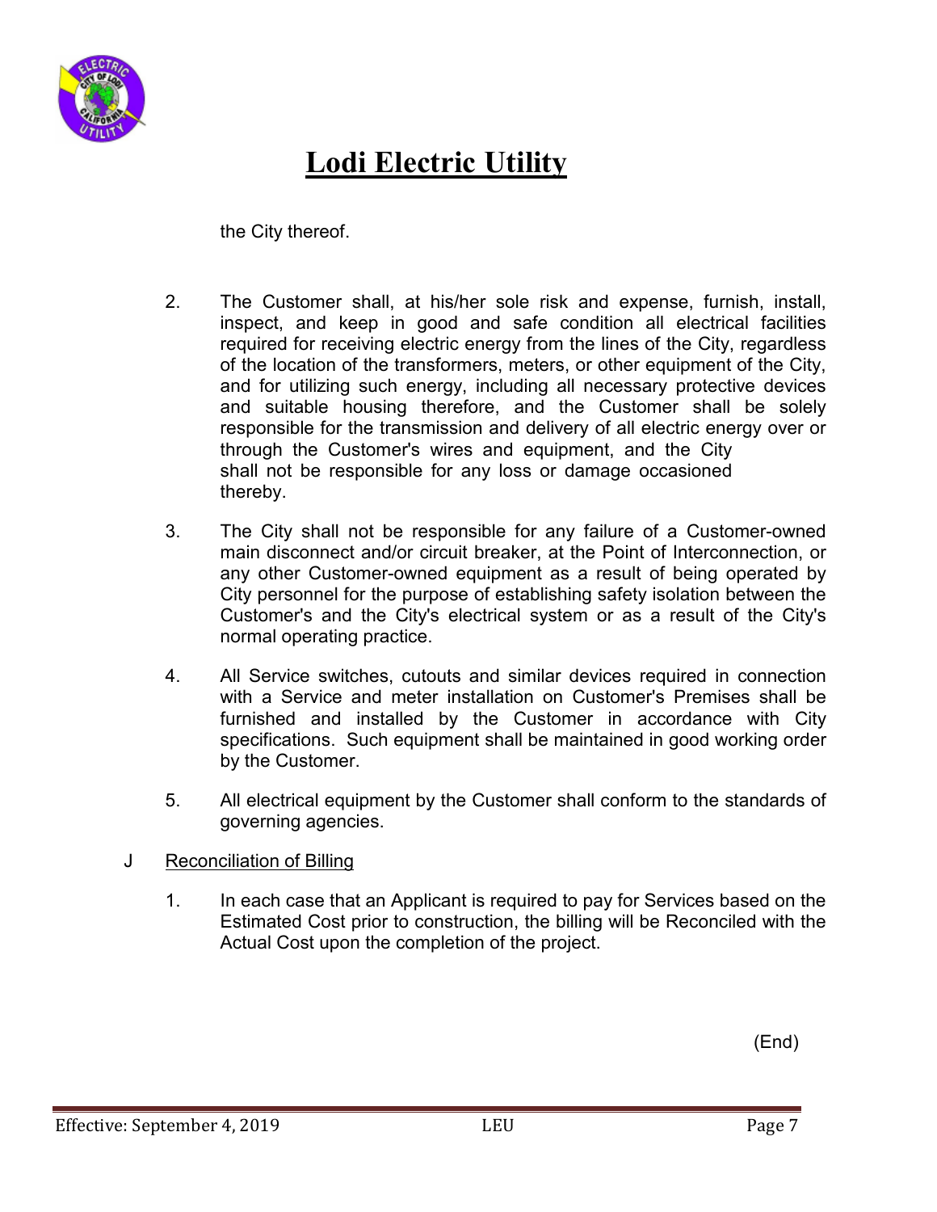# Lodi Electric Utility

the City thereof.

2. The Customer shall, at his/her sole risk and expense, furnish, install, inspect, and keep in good and safe condition all electrical facilities required for receiving electric energy from the lines of the City, regardless of the location of the transformers, meters, or other equipment of the City, and for utilizing such energy, including all necessary protective devices and suitable housing therefore, and the Customer shall be solely responsible for the transmission and delivery of all electric energy over or through the Customer's wires and equipment, and the City shall not be responsible for any loss or damage occasioned thereby.

3. The City shall not be responsible for any failure of a Customer-owned main disconnect and/or circuit breaker, at the Point of Interconnection, or any other Customer-owned equipment as a result of being operated by City personnel for the purpose of establishing safety isolation between the Customer's and the City's electrical system or as a result of the City's normal operating practice.

4. All Service switches, cutouts and similar devices required in connection with a Service and meter installation on Customer's Premises shall be furnished and installed by the Customer in accordance with City specifications. Such equipment shall be maintained in good working order by the Customer.

5. All electrical equipment by the Customer shall conform to the standards of governing agencies.

J Reconciliation of Billing

1. In each case that an Applicant is required to pay for Services based on the Estimated Cost prior to construction, the billing will be Reconciled with the Actual Cost upon the completion of the project.

(End)